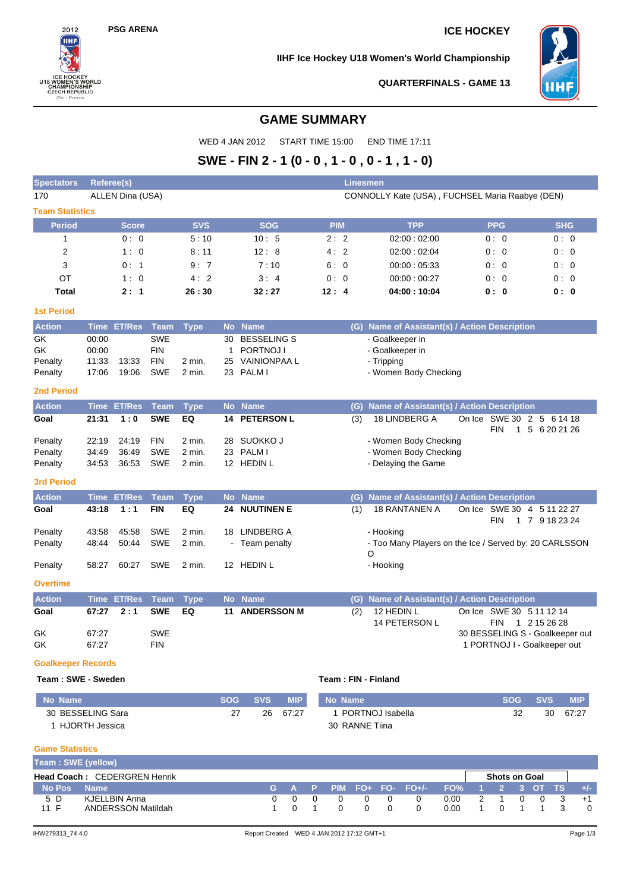PSG ARENA

ICE HOCKEY

IIHF Ice Hockey U18 Women's World Championship

QUARTERFINALS - GAME 13

# GAME SUMMARY

WED 4 JAN 2012 START TIME 15:00 END TIME 17:11

## SWE - FIN 2 - 1 (0 - 0 , 1 - 0 , 0 - 1 , 1 - 0)

| Spectators | Referee(s) | Linesmen |
|---|---|---|
| 170 | ALLEN Dina (USA) | CONNOLLY Kate (USA) , FUCHSEL Maria Raabye (DEN) |

### Team Statistics

| Period | Score | SVS | SOG | PIM | TPP | PPG | SHG |
|---|---|---|---|---|---|---|---|
| 1 | 0 : 0 | 5 : 10 | 10 : 5 | 2 : 2 | 02:00 : 02:00 | 0 : 0 | 0 : 0 |
| 2 | 1 : 0 | 8 : 11 | 12 : 8 | 4 : 2 | 02:00 : 02:04 | 0 : 0 | 0 : 0 |
| 3 | 0 : 1 | 9 : 7 | 7 : 10 | 6 : 0 | 00:00 : 05:33 | 0 : 0 | 0 : 0 |
| OT | 1 : 0 | 4 : 2 | 3 : 4 | 0 : 0 | 00:00 : 00:27 | 0 : 0 | 0 : 0 |
| **Total** | **2 : 1** | **26 : 30** | **32 : 27** | **12 : 4** | **04:00 : 10:04** | **0 : 0** | **0 : 0** |

### 1st Period

| Action | Time | ET/Res | Team | Type | No | Name | (G) | Name of Assistant(s) / Action Description |
|---|---|---|---|---|---|---|---|---|
| GK | 00:00 | | SWE | | 30 | BESSELING S | | - Goalkeeper in |
| GK | 00:00 | | FIN | | 1 | PORTNOJ I | | - Goalkeeper in |
| Penalty | 11:33 | 13:33 | FIN | 2 min. | 25 | VAINIONPAA L | | - Tripping |
| Penalty | 17:06 | 19:06 | SWE | 2 min. | 23 | PALM I | | - Women Body Checking |

### 2nd Period

| Action | Time | ET/Res | Team | Type | No | Name | (G) | Name of Assistant(s) / Action Description |
|---|---|---|---|---|---|---|---|---|
| **Goal** | **21:31** | **1 : 0** | **SWE** | **EQ** | **14** | **PETERSON L** | (3) | 18 LINDBERG A — On Ice SWE 30 2 5 6 14 18 / FIN 1 5 6 20 21 26 |
| Penalty | 22:19 | 24:19 | FIN | 2 min. | 28 | SUOKKO J | | - Women Body Checking |
| Penalty | 34:49 | 36:49 | SWE | 2 min. | 23 | PALM I | | - Women Body Checking |
| Penalty | 34:53 | 36:53 | SWE | 2 min. | 12 | HEDIN L | | - Delaying the Game |

### 3rd Period

| Action | Time | ET/Res | Team | Type | No | Name | (G) | Name of Assistant(s) / Action Description |
|---|---|---|---|---|---|---|---|---|
| **Goal** | **43:18** | **1 : 1** | **FIN** | **EQ** | **24** | **NUUTINEN E** | (1) | 18 RANTANEN A — On Ice SWE 30 4 5 11 22 27 / FIN 1 7 9 18 23 24 |
| Penalty | 43:58 | 45:58 | SWE | 2 min. | 18 | LINDBERG A | | - Hooking |
| Penalty | 48:44 | 50:44 | SWE | 2 min. | - | Team penalty | | - Too Many Players on the Ice / Served by: 20 CARLSSON O |
| Penalty | 58:27 | 60:27 | SWE | 2 min. | 12 | HEDIN L | | - Hooking |

### Overtime

| Action | Time | ET/Res | Team | Type | No | Name | (G) | Name of Assistant(s) / Action Description |
|---|---|---|---|---|---|---|---|---|
| **Goal** | **67:27** | **2 : 1** | **SWE** | **EQ** | **11** | **ANDERSSON M** | (2) | 12 HEDIN L, 14 PETERSON L — On Ice SWE 30 5 11 12 14 / FIN 1 2 15 26 28 |
| GK | 67:27 | | SWE | | | | | 30 BESSELING S - Goalkeeper out |
| GK | 67:27 | | FIN | | | | | 1 PORTNOJ I - Goalkeeper out |

### Goalkeeper Records

**Team : SWE - Sweden**

| No | Name | SOG | SVS | MIP |
|---|---|---|---|---|
| 30 | BESSELING Sara | 27 | 26 | 67:27 |
| 1 | HJORTH Jessica | | | |

**Team : FIN - Finland**

| No | Name | SOG | SVS | MIP |
|---|---|---|---|---|
| 1 | PORTNOJ Isabella | 32 | 30 | 67:27 |
| 30 | RANNE Tiina | | | |

### Game Statistics

**Team : SWE (yellow)**

**Head Coach :** CEDERGREN Henrik

| No | Pos | Name | G | A | P | PIM | FO+ | FO- | FO+/- | FO% | Shots on Goal 1 | 2 | 3 | OT | TS | +/- |
|---|---|---|---|---|---|---|---|---|---|---|---|---|---|---|---|---|
| 5 | D | KJELLBIN Anna | 0 | 0 | 0 | 0 | 0 | 0 | 0 | 0.00 | 2 | 1 | 0 | 0 | 3 | +1 |
| 11 | F | ANDERSSON Matildah | 1 | 0 | 1 | 0 | 0 | 0 | 0 | 0.00 | 1 | 0 | 1 | 1 | 3 | 0 |

IHW279313_74 4.0 Report Created WED 4 JAN 2012 17:12 GMT+1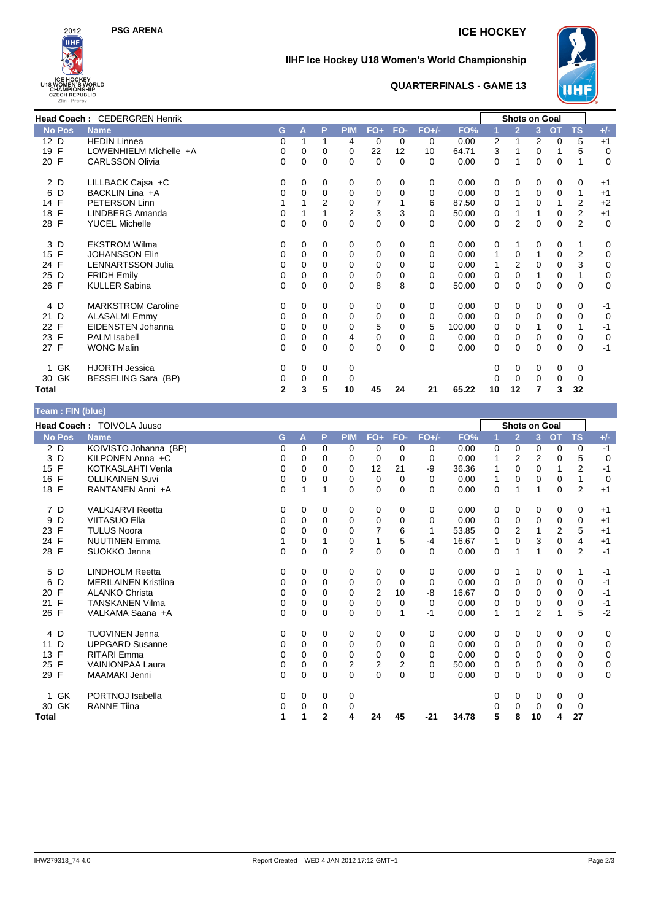# IIHF Ice Hockey U18 Women's World Championship

PSG ARENA

ICE HOCKEY

## QUARTERFINALS - GAME 13

**Head Coach :** CEDERGREN Henrik

| No | Pos | Name | G | A | P | PIM | FO+ | FO- | FO+/- | FO% | Shots on Goal 1 | 2 | 3 | OT | TS | +/- |
|---|---|---|---|---|---|---|---|---|---|---|---|---|---|---|---|---|
| 12 | D | HEDIN Linnea | 0 | 1 | 1 | 4 | 0 | 0 | 0 | 0.00 | 2 | 1 | 2 | 0 | 5 | +1 |
| 19 | F | LOWENHIELM Michelle +A | 0 | 0 | 0 | 0 | 22 | 12 | 10 | 64.71 | 3 | 1 | 0 | 1 | 5 | 0 |
| 20 | F | CARLSSON Olivia | 0 | 0 | 0 | 0 | 0 | 0 | 0 | 0.00 | 0 | 1 | 0 | 0 | 1 | 0 |
| 2 | D | LILLBACK Cajsa +C | 0 | 0 | 0 | 0 | 0 | 0 | 0 | 0.00 | 0 | 0 | 0 | 0 | 0 | +1 |
| 6 | D | BACKLIN Lina +A | 0 | 0 | 0 | 0 | 0 | 0 | 0 | 0.00 | 0 | 1 | 0 | 0 | 1 | +1 |
| 14 | F | PETERSON Linn | 1 | 1 | 2 | 0 | 7 | 1 | 6 | 87.50 | 0 | 1 | 0 | 1 | 2 | +2 |
| 18 | F | LINDBERG Amanda | 0 | 1 | 1 | 2 | 3 | 3 | 0 | 50.00 | 0 | 1 | 1 | 0 | 2 | +1 |
| 28 | F | YUCEL Michelle | 0 | 0 | 0 | 0 | 0 | 0 | 0 | 0.00 | 0 | 2 | 0 | 0 | 2 | 0 |
| 3 | D | EKSTROM Wilma | 0 | 0 | 0 | 0 | 0 | 0 | 0 | 0.00 | 0 | 1 | 0 | 0 | 1 | 0 |
| 15 | F | JOHANSSON Elin | 0 | 0 | 0 | 0 | 0 | 0 | 0 | 0.00 | 1 | 0 | 1 | 0 | 2 | 0 |
| 24 | F | LENNARTSSON Julia | 0 | 0 | 0 | 0 | 0 | 0 | 0 | 0.00 | 1 | 2 | 0 | 0 | 3 | 0 |
| 25 | D | FRIDH Emily | 0 | 0 | 0 | 0 | 0 | 0 | 0 | 0.00 | 0 | 0 | 1 | 0 | 1 | 0 |
| 26 | F | KULLER Sabina | 0 | 0 | 0 | 0 | 8 | 8 | 0 | 50.00 | 0 | 0 | 0 | 0 | 0 | 0 |
| 4 | D | MARKSTROM Caroline | 0 | 0 | 0 | 0 | 0 | 0 | 0 | 0.00 | 0 | 0 | 0 | 0 | 0 | -1 |
| 21 | D | ALASALMI Emmy | 0 | 0 | 0 | 0 | 0 | 0 | 0 | 0.00 | 0 | 0 | 0 | 0 | 0 | 0 |
| 22 | F | EIDENSTEN Johanna | 0 | 0 | 0 | 0 | 5 | 0 | 5 | 100.00 | 0 | 0 | 1 | 0 | 1 | -1 |
| 23 | F | PALM Isabell | 0 | 0 | 0 | 4 | 0 | 0 | 0 | 0.00 | 0 | 0 | 0 | 0 | 0 | 0 |
| 27 | F | WONG Malin | 0 | 0 | 0 | 0 | 0 | 0 | 0 | 0.00 | 0 | 0 | 0 | 0 | 0 | -1 |
| 1 | GK | HJORTH Jessica | 0 | 0 | 0 | 0 | | | | | 0 | 0 | 0 | 0 | 0 | |
| 30 | GK | BESSELING Sara (BP) | 0 | 0 | 0 | 0 | | | | | 0 | 0 | 0 | 0 | 0 | |
| **Total** | | | **2** | **3** | **5** | **10** | **45** | **24** | **21** | **65.22** | **10** | **12** | **7** | **3** | **32** | |

**Team : FIN (blue)**

**Head Coach :** TOIVOLA Juuso

| No | Pos | Name | G | A | P | PIM | FO+ | FO- | FO+/- | FO% | Shots on Goal 1 | 2 | 3 | OT | TS | +/- |
|---|---|---|---|---|---|---|---|---|---|---|---|---|---|---|---|---|
| 2 | D | KOIVISTO Johanna (BP) | 0 | 0 | 0 | 0 | 0 | 0 | 0 | 0.00 | 0 | 0 | 0 | 0 | 0 | -1 |
| 3 | D | KILPONEN Anna +C | 0 | 0 | 0 | 0 | 0 | 0 | 0 | 0.00 | 1 | 2 | 2 | 0 | 5 | 0 |
| 15 | F | KOTKASLAHTI Venla | 0 | 0 | 0 | 0 | 12 | 21 | -9 | 36.36 | 1 | 0 | 0 | 1 | 2 | -1 |
| 16 | F | OLLIKAINEN Suvi | 0 | 0 | 0 | 0 | 0 | 0 | 0 | 0.00 | 1 | 0 | 0 | 0 | 1 | 0 |
| 18 | F | RANTANEN Anni +A | 0 | 1 | 1 | 0 | 0 | 0 | 0 | 0.00 | 0 | 1 | 1 | 0 | 2 | +1 |
| 7 | D | VALKJARVI Reetta | 0 | 0 | 0 | 0 | 0 | 0 | 0 | 0.00 | 0 | 0 | 0 | 0 | 0 | +1 |
| 9 | D | VIITASUO Ella | 0 | 0 | 0 | 0 | 0 | 0 | 0 | 0.00 | 0 | 0 | 0 | 0 | 0 | +1 |
| 23 | F | TULUS Noora | 0 | 0 | 0 | 0 | 7 | 6 | 1 | 53.85 | 0 | 2 | 1 | 2 | 5 | +1 |
| 24 | F | NUUTINEN Emma | 1 | 0 | 1 | 0 | 1 | 5 | -4 | 16.67 | 1 | 0 | 3 | 0 | 4 | +1 |
| 28 | F | SUOKKO Jenna | 0 | 0 | 0 | 2 | 0 | 0 | 0 | 0.00 | 0 | 1 | 1 | 0 | 2 | -1 |
| 5 | D | LINDHOLM Reetta | 0 | 0 | 0 | 0 | 0 | 0 | 0 | 0.00 | 0 | 1 | 0 | 0 | 1 | -1 |
| 6 | D | MERILAINEN Kristiina | 0 | 0 | 0 | 0 | 0 | 0 | 0 | 0.00 | 0 | 0 | 0 | 0 | 0 | -1 |
| 20 | F | ALANKO Christa | 0 | 0 | 0 | 0 | 2 | 10 | -8 | 16.67 | 0 | 0 | 0 | 0 | 0 | -1 |
| 21 | F | TANSKANEN Vilma | 0 | 0 | 0 | 0 | 0 | 0 | 0 | 0.00 | 0 | 0 | 0 | 0 | 0 | -1 |
| 26 | F | VALKAMA Saana +A | 0 | 0 | 0 | 0 | 0 | 1 | -1 | 0.00 | 1 | 1 | 2 | 1 | 5 | -2 |
| 4 | D | TUOVINEN Jenna | 0 | 0 | 0 | 0 | 0 | 0 | 0 | 0.00 | 0 | 0 | 0 | 0 | 0 | 0 |
| 11 | D | UPPGARD Susanne | 0 | 0 | 0 | 0 | 0 | 0 | 0 | 0.00 | 0 | 0 | 0 | 0 | 0 | 0 |
| 13 | F | RITARI Emma | 0 | 0 | 0 | 0 | 0 | 0 | 0 | 0.00 | 0 | 0 | 0 | 0 | 0 | 0 |
| 25 | F | VAINIONPAA Laura | 0 | 0 | 0 | 2 | 2 | 2 | 0 | 50.00 | 0 | 0 | 0 | 0 | 0 | 0 |
| 29 | F | MAAMAKI Jenni | 0 | 0 | 0 | 0 | 0 | 0 | 0 | 0.00 | 0 | 0 | 0 | 0 | 0 | 0 |
| 1 | GK | PORTNOJ Isabella | 0 | 0 | 0 | 0 | | | | | 0 | 0 | 0 | 0 | 0 | |
| 30 | GK | RANNE Tiina | 0 | 0 | 0 | 0 | | | | | 0 | 0 | 0 | 0 | 0 | |
| **Total** | | | **1** | **1** | **2** | **4** | **24** | **45** | **-21** | **34.78** | **5** | **8** | **10** | **4** | **27** | |

IHW279313_74 4.0 Report Created WED 4 JAN 2012 17:12 GMT+1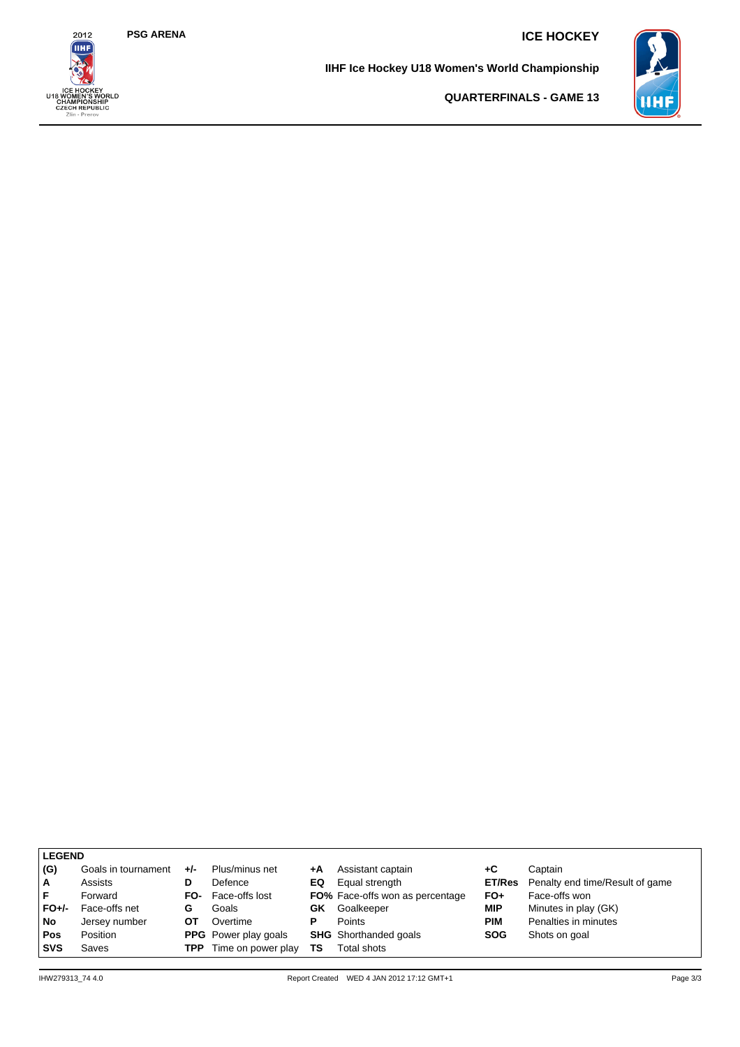| LEGEND | | | | | | | |
|---|---|---|---|---|---|---|---|
| (G) | Goals in tournament | +/- | Plus/minus net | +A | Assistant captain | +C | Captain |
| A | Assists | D | Defence | EQ | Equal strength | ET/Res | Penalty end time/Result of game |
| F | Forward | FO- | Face-offs lost | FO% | Face-offs won as percentage | FO+ | Face-offs won |
| FO+/- | Face-offs net | G | Goals | GK | Goalkeeper | MIP | Minutes in play (GK) |
| No | Jersey number | OT | Overtime | P | Points | PIM | Penalties in minutes |
| Pos | Position | PPG | Power play goals | SHG | Shorthanded goals | SOG | Shots on goal |
| SVS | Saves | TPP | Time on power play | TS | Total shots | | |